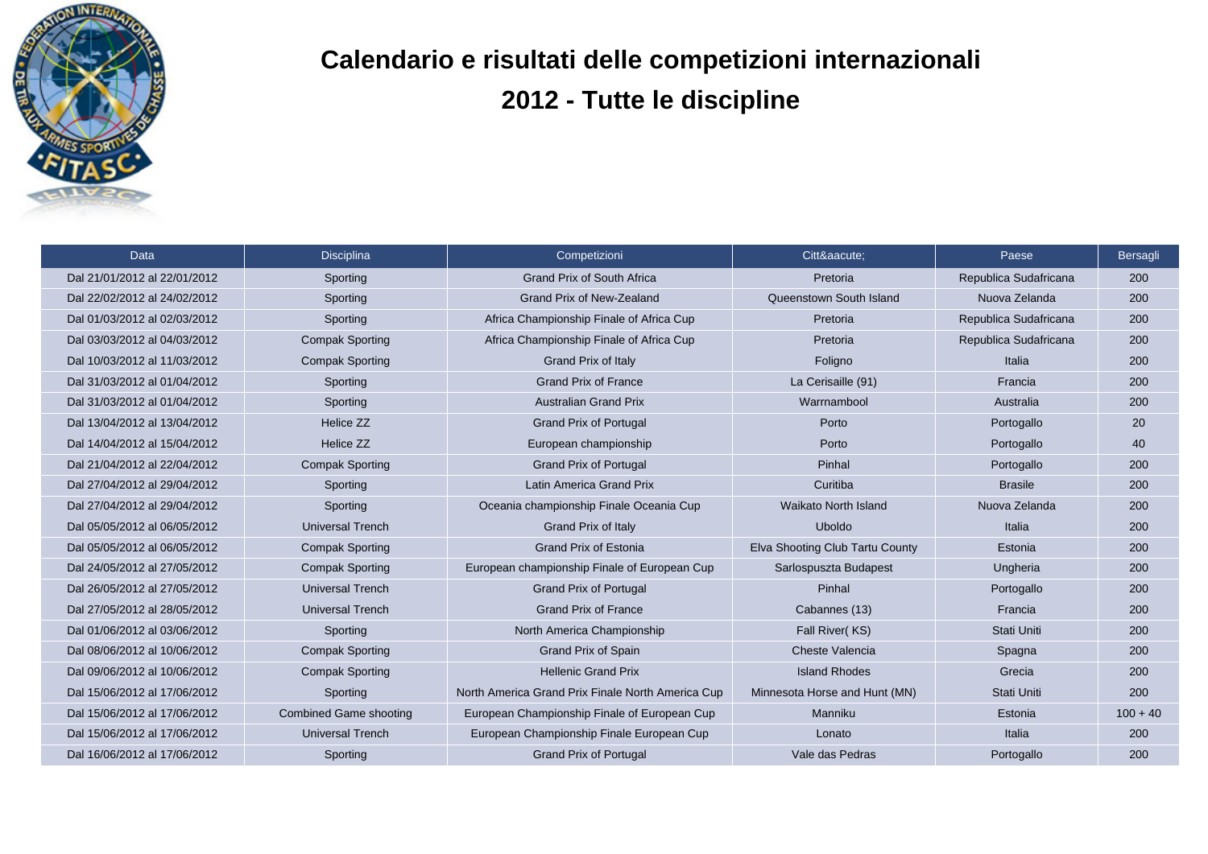# Calendario e risultati delle competizioni internazionali

## 2012 - Tutte le discipline

| Data | Disciplina | Competizioni | Citt&aacute; | Paese | Bersagli |
|---|---|---|---|---|---|
| Dal 21/01/2012 al 22/01/2012 | Sporting | Grand Prix of South Africa | Pretoria | Republica Sudafricana | 200 |
| Dal 22/02/2012 al 24/02/2012 | Sporting | Grand Prix of New-Zealand | Queenstown South Island | Nuova Zelanda | 200 |
| Dal 01/03/2012 al 02/03/2012 | Sporting | Africa Championship Finale of Africa Cup | Pretoria | Republica Sudafricana | 200 |
| Dal 03/03/2012 al 04/03/2012 | Compak Sporting | Africa Championship Finale of Africa Cup | Pretoria | Republica Sudafricana | 200 |
| Dal 10/03/2012 al 11/03/2012 | Compak Sporting | Grand Prix of Italy | Foligno | Italia | 200 |
| Dal 31/03/2012 al 01/04/2012 | Sporting | Grand Prix of France | La Cerisaille (91) | Francia | 200 |
| Dal 31/03/2012 al 01/04/2012 | Sporting | Australian Grand Prix | Warrnambool | Australia | 200 |
| Dal 13/04/2012 al 13/04/2012 | Helice ZZ | Grand Prix of Portugal | Porto | Portogallo | 20 |
| Dal 14/04/2012 al 15/04/2012 | Helice ZZ | European championship | Porto | Portogallo | 40 |
| Dal 21/04/2012 al 22/04/2012 | Compak Sporting | Grand Prix of Portugal | Pinhal | Portogallo | 200 |
| Dal 27/04/2012 al 29/04/2012 | Sporting | Latin America Grand Prix | Curitiba | Brasile | 200 |
| Dal 27/04/2012 al 29/04/2012 | Sporting | Oceania championship Finale Oceania Cup | Waikato North Island | Nuova Zelanda | 200 |
| Dal 05/05/2012 al 06/05/2012 | Universal Trench | Grand Prix of Italy | Uboldo | Italia | 200 |
| Dal 05/05/2012 al 06/05/2012 | Compak Sporting | Grand Prix of Estonia | Elva Shooting Club Tartu County | Estonia | 200 |
| Dal 24/05/2012 al 27/05/2012 | Compak Sporting | European championship Finale of European Cup | Sarlospuszta Budapest | Ungheria | 200 |
| Dal 26/05/2012 al 27/05/2012 | Universal Trench | Grand Prix of Portugal | Pinhal | Portogallo | 200 |
| Dal 27/05/2012 al 28/05/2012 | Universal Trench | Grand Prix of France | Cabannes (13) | Francia | 200 |
| Dal 01/06/2012 al 03/06/2012 | Sporting | North America Championship | Fall River( KS) | Stati Uniti | 200 |
| Dal 08/06/2012 al 10/06/2012 | Compak Sporting | Grand Prix of Spain | Cheste Valencia | Spagna | 200 |
| Dal 09/06/2012 al 10/06/2012 | Compak Sporting | Hellenic Grand Prix | Island Rhodes | Grecia | 200 |
| Dal 15/06/2012 al 17/06/2012 | Sporting | North America Grand Prix Finale North America Cup | Minnesota Horse and Hunt (MN) | Stati Uniti | 200 |
| Dal 15/06/2012 al 17/06/2012 | Combined Game shooting | European Championship Finale of European Cup | Manniku | Estonia | 100 + 40 |
| Dal 15/06/2012 al 17/06/2012 | Universal Trench | European Championship Finale European Cup | Lonato | Italia | 200 |
| Dal 16/06/2012 al 17/06/2012 | Sporting | Grand Prix of Portugal | Vale das Pedras | Portogallo | 200 |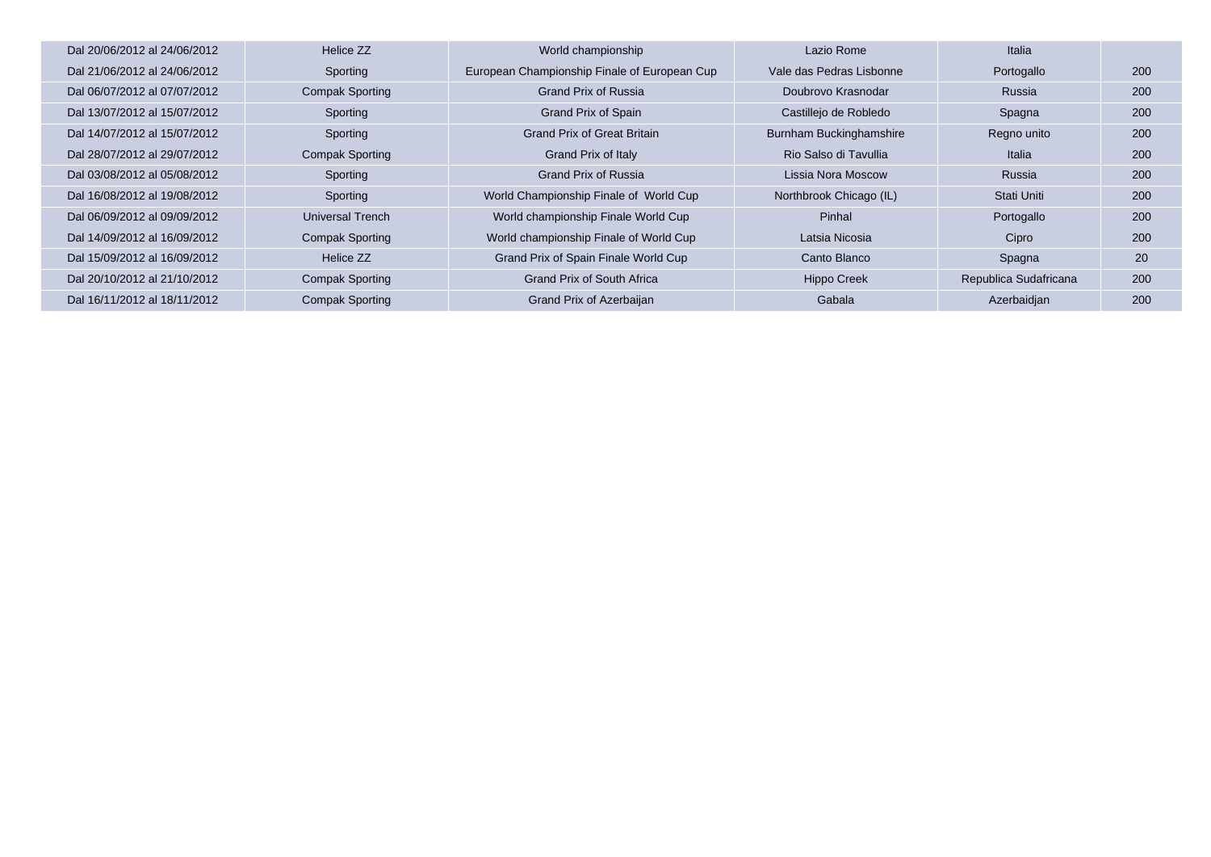| | | | | | |
|---|---|---|---|---|---|
| Dal 20/06/2012 al 24/06/2012 | Helice ZZ | World championship | Lazio Rome | Italia | |
| Dal 21/06/2012 al 24/06/2012 | Sporting | European Championship Finale of European Cup | Vale das Pedras Lisbonne | Portogallo | 200 |
| Dal 06/07/2012 al 07/07/2012 | Compak Sporting | Grand Prix of Russia | Doubrovo Krasnodar | Russia | 200 |
| Dal 13/07/2012 al 15/07/2012 | Sporting | Grand Prix of Spain | Castillejo de Robledo | Spagna | 200 |
| Dal 14/07/2012 al 15/07/2012 | Sporting | Grand Prix of Great Britain | Burnham Buckinghamshire | Regno unito | 200 |
| Dal 28/07/2012 al 29/07/2012 | Compak Sporting | Grand Prix of Italy | Rio Salso di Tavullia | Italia | 200 |
| Dal 03/08/2012 al 05/08/2012 | Sporting | Grand Prix of Russia | Lissia Nora Moscow | Russia | 200 |
| Dal 16/08/2012 al 19/08/2012 | Sporting | World Championship Finale of World Cup | Northbrook Chicago (IL) | Stati Uniti | 200 |
| Dal 06/09/2012 al 09/09/2012 | Universal Trench | World championship Finale World Cup | Pinhal | Portogallo | 200 |
| Dal 14/09/2012 al 16/09/2012 | Compak Sporting | World championship Finale of World Cup | Latsia Nicosia | Cipro | 200 |
| Dal 15/09/2012 al 16/09/2012 | Helice ZZ | Grand Prix of Spain Finale World Cup | Canto Blanco | Spagna | 20 |
| Dal 20/10/2012 al 21/10/2012 | Compak Sporting | Grand Prix of South Africa | Hippo Creek | Republica Sudafricana | 200 |
| Dal 16/11/2012 al 18/11/2012 | Compak Sporting | Grand Prix of Azerbaijan | Gabala | Azerbaidjan | 200 |